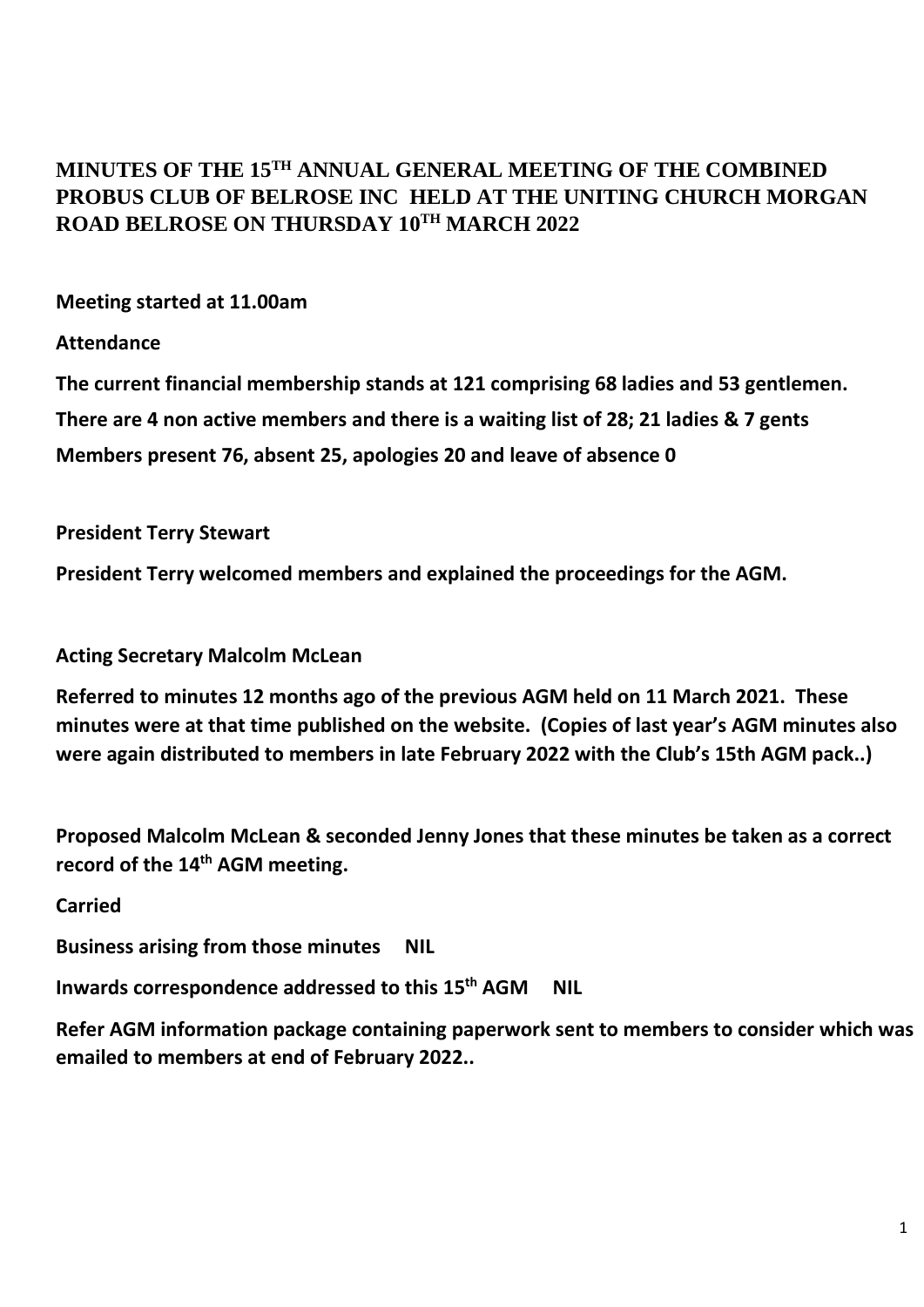# MINUTES OF THE 15TH ANNUAL GENERAL MEETING OF THE COMBINED PROBUS CLUB OF BELROSE INC HELD AT THE UNITING CHURCH MORGAN ROAD BELROSE ON THURSDAY 10TH MARCH 2022

**Meeting started at 11.00am**

**Attendance**

**The current financial membership stands at 121 comprising 68 ladies and 53 gentlemen.**

**There are 4 non active members and there is a waiting list of 28; 21 ladies & 7 gents**

**Members present 76, absent 25, apologies 20 and leave of absence 0**

**President Terry Stewart**

**President Terry welcomed members and explained the proceedings for the AGM.**

**Acting Secretary Malcolm McLean**

**Referred to minutes 12 months ago of the previous AGM held on 11 March 2021. These minutes were at that time published on the website. (Copies of last year's AGM minutes also were again distributed to members in late February 2022 with the Club's 15th AGM pack..)**

**Proposed Malcolm McLean & seconded Jenny Jones that these minutes be taken as a correct record of the 14th AGM meeting.**

**Carried**

**Business arising from those minutes NIL**

**Inwards correspondence addressed to this 15th AGM NIL**

**Refer AGM information package containing paperwork sent to members to consider which was emailed to members at end of February 2022..**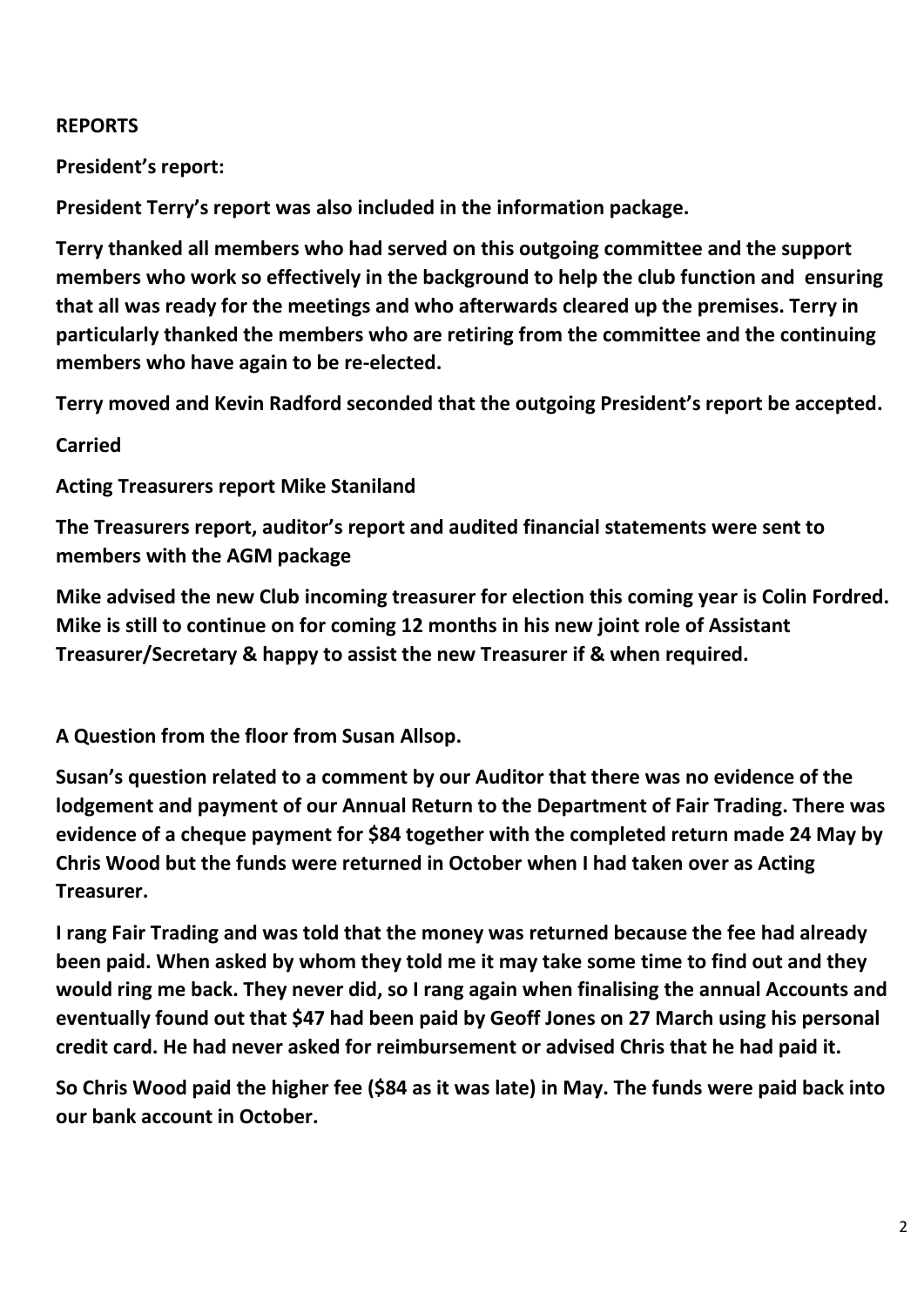## REPORTS

### President's report:

**President Terry's report was also included in the information package.**

**Terry thanked all members who had served on this outgoing committee and the support members who work so effectively in the background to help the club function and ensuring that all was ready for the meetings and who afterwards cleared up the premises. Terry in particularly thanked the members who are retiring from the committee and the continuing members who have again to be re-elected.**

**Terry moved and Kevin Radford seconded that the outgoing President's report be accepted.**

**Carried**

### Acting Treasurers report Mike Staniland

**The Treasurers report, auditor's report and audited financial statements were sent to members with the AGM package**

**Mike advised the new Club incoming treasurer for election this coming year is Colin Fordred. Mike is still to continue on for coming 12 months in his new joint role of Assistant Treasurer/Secretary & happy to assist the new Treasurer if & when required.**

**A Question from the floor from Susan Allsop.**

**Susan's question related to a comment by our Auditor that there was no evidence of the lodgement and payment of our Annual Return to the Department of Fair Trading. There was evidence of a cheque payment for $84 together with the completed return made 24 May by Chris Wood but the funds were returned in October when I had taken over as Acting Treasurer.**

**I rang Fair Trading and was told that the money was returned because the fee had already been paid. When asked by whom they told me it may take some time to find out and they would ring me back. They never did, so I rang again when finalising the annual Accounts and eventually found out that $47 had been paid by Geoff Jones on 27 March using his personal credit card. He had never asked for reimbursement or advised Chris that he had paid it.**

**So Chris Wood paid the higher fee ($84 as it was late) in May. The funds were paid back into our bank account in October.**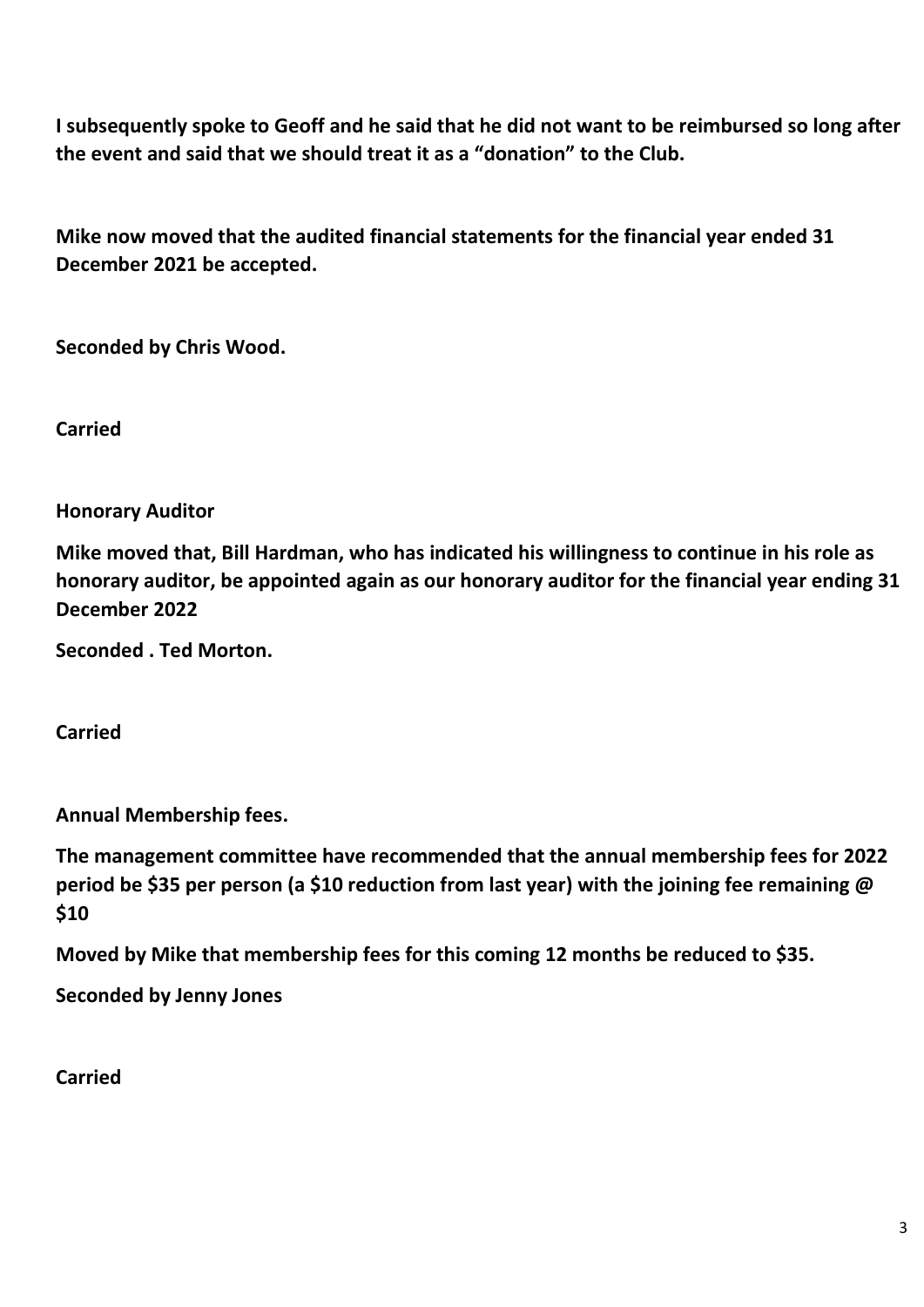**I subsequently spoke to Geoff and he said that he did not want to be reimbursed so long after the event and said that we should treat it as a "donation" to the Club.**

**Mike now moved that the audited financial statements for the financial year ended 31 December 2021 be accepted.**

**Seconded by Chris Wood.**

**Carried**

**Honorary Auditor**

**Mike moved that, Bill Hardman, who has indicated his willingness to continue in his role as honorary auditor, be appointed again as our honorary auditor for the financial year ending 31 December 2022**

**Seconded . Ted Morton.**

**Carried**

**Annual Membership fees.**

**The management committee have recommended that the annual membership fees for 2022 period be $35 per person (a $10 reduction from last year) with the joining fee remaining @ $10**

**Moved by Mike that membership fees for this coming 12 months be reduced to $35.**

**Seconded by Jenny Jones**

**Carried**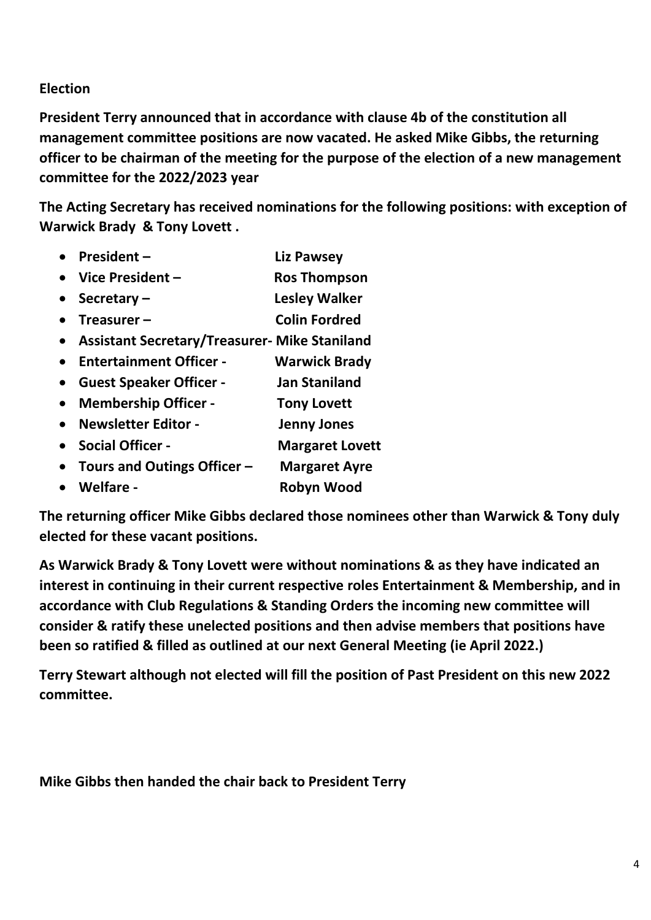**Election**

**President Terry announced that in accordance with clause 4b of the constitution all management committee positions are now vacated. He asked Mike Gibbs, the returning officer to be chairman of the meeting for the purpose of the election of a new management committee for the 2022/2023 year**

**The Acting Secretary has received nominations for the following positions: with exception of Warwick Brady & Tony Lovett .**

- **President – Liz Pawsey**
- **Vice President – Ros Thompson**
- **Secretary – Lesley Walker**
- **Treasurer – Colin Fordred**
- **Assistant Secretary/Treasurer- Mike Staniland**
- **Entertainment Officer - Warwick Brady**
- **Guest Speaker Officer - Jan Staniland**
- **Membership Officer - Tony Lovett**
- **Newsletter Editor - Jenny Jones**
- **Social Officer - Margaret Lovett**
- **Tours and Outings Officer – Margaret Ayre**
- **Welfare - Robyn Wood**

**The returning officer Mike Gibbs declared those nominees other than Warwick & Tony duly elected for these vacant positions.**

**As Warwick Brady & Tony Lovett were without nominations & as they have indicated an interest in continuing in their current respective roles Entertainment & Membership, and in accordance with Club Regulations & Standing Orders the incoming new committee will consider & ratify these unelected positions and then advise members that positions have been so ratified & filled as outlined at our next General Meeting (ie April 2022.)**

**Terry Stewart although not elected will fill the position of Past President on this new 2022 committee.**

**Mike Gibbs then handed the chair back to President Terry**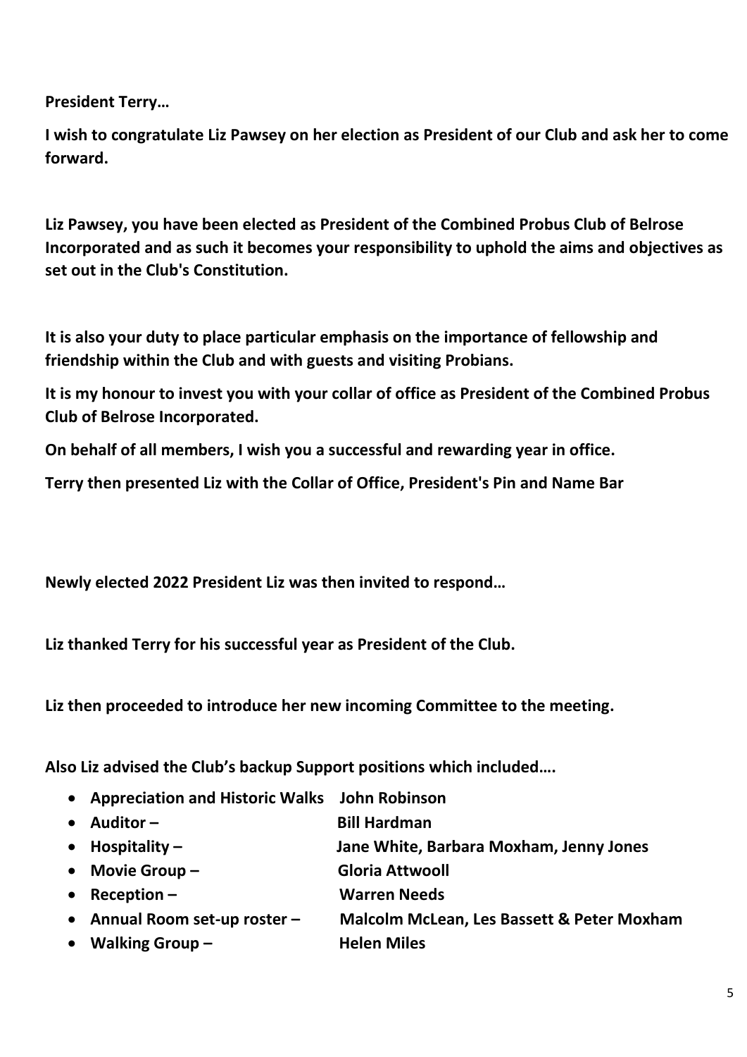**President Terry…**

**I wish to congratulate Liz Pawsey on her election as President of our Club and ask her to come forward.**

**Liz Pawsey, you have been elected as President of the Combined Probus Club of Belrose Incorporated and as such it becomes your responsibility to uphold the aims and objectives as set out in the Club's Constitution.**

**It is also your duty to place particular emphasis on the importance of fellowship and friendship within the Club and with guests and visiting Probians.**

**It is my honour to invest you with your collar of office as President of the Combined Probus Club of Belrose Incorporated.**

**On behalf of all members, I wish you a successful and rewarding year in office.**

**Terry then presented Liz with the Collar of Office, President's Pin and Name Bar**

**Newly elected 2022 President Liz was then invited to respond…**

**Liz thanked Terry for his successful year as President of the Club.**

**Liz then proceeded to introduce her new incoming Committee to the meeting.**

**Also Liz advised the Club's backup Support positions which included….**

- **Appreciation and Historic Walks John Robinson**
- **Auditor – Bill Hardman**
- **Hospitality – Jane White, Barbara Moxham, Jenny Jones**
- **Movie Group – Gloria Attwooll**
- **Reception – Warren Needs**
- **Annual Room set-up roster – Malcolm McLean, Les Bassett & Peter Moxham**
- **Walking Group – Helen Miles**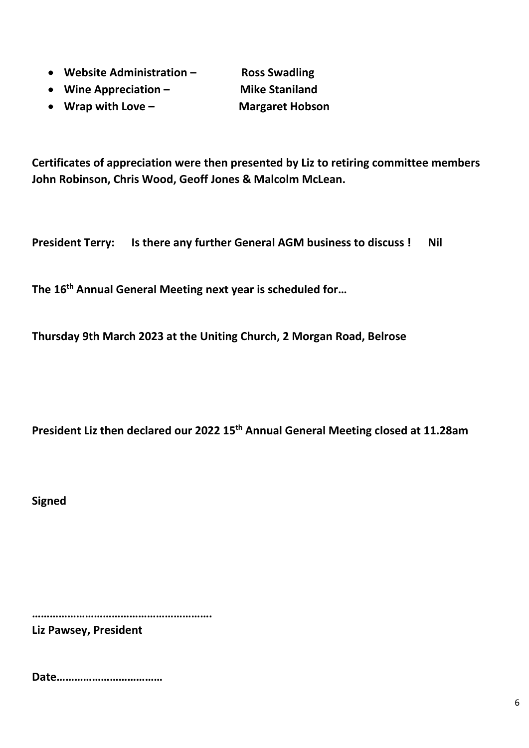- **Website Administration – Ross Swadling**
- **Wine Appreciation – Mike Staniland**
- **Wrap with Love – Margaret Hobson**

**Certificates of appreciation were then presented by Liz to retiring committee members John Robinson, Chris Wood, Geoff Jones & Malcolm McLean.**

**President Terry: Is there any further General AGM business to discuss ! Nil**

**The 16th Annual General Meeting next year is scheduled for…**

**Thursday 9th March 2023 at the Uniting Church, 2 Morgan Road, Belrose**

**President Liz then declared our 2022 15th Annual General Meeting closed at 11.28am**

**Signed**

**…………………………………………………….**
**Liz Pawsey, President**

**Date……………………………**